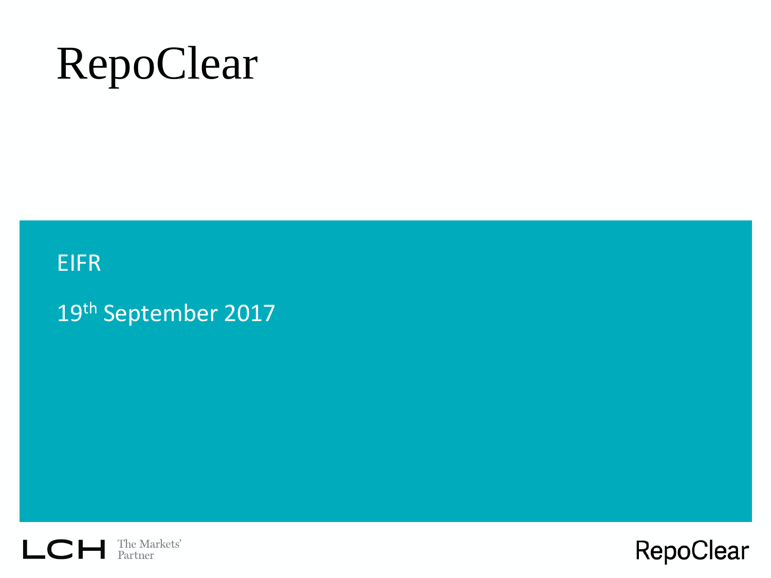# RepoClear

EIFR

19th September 2017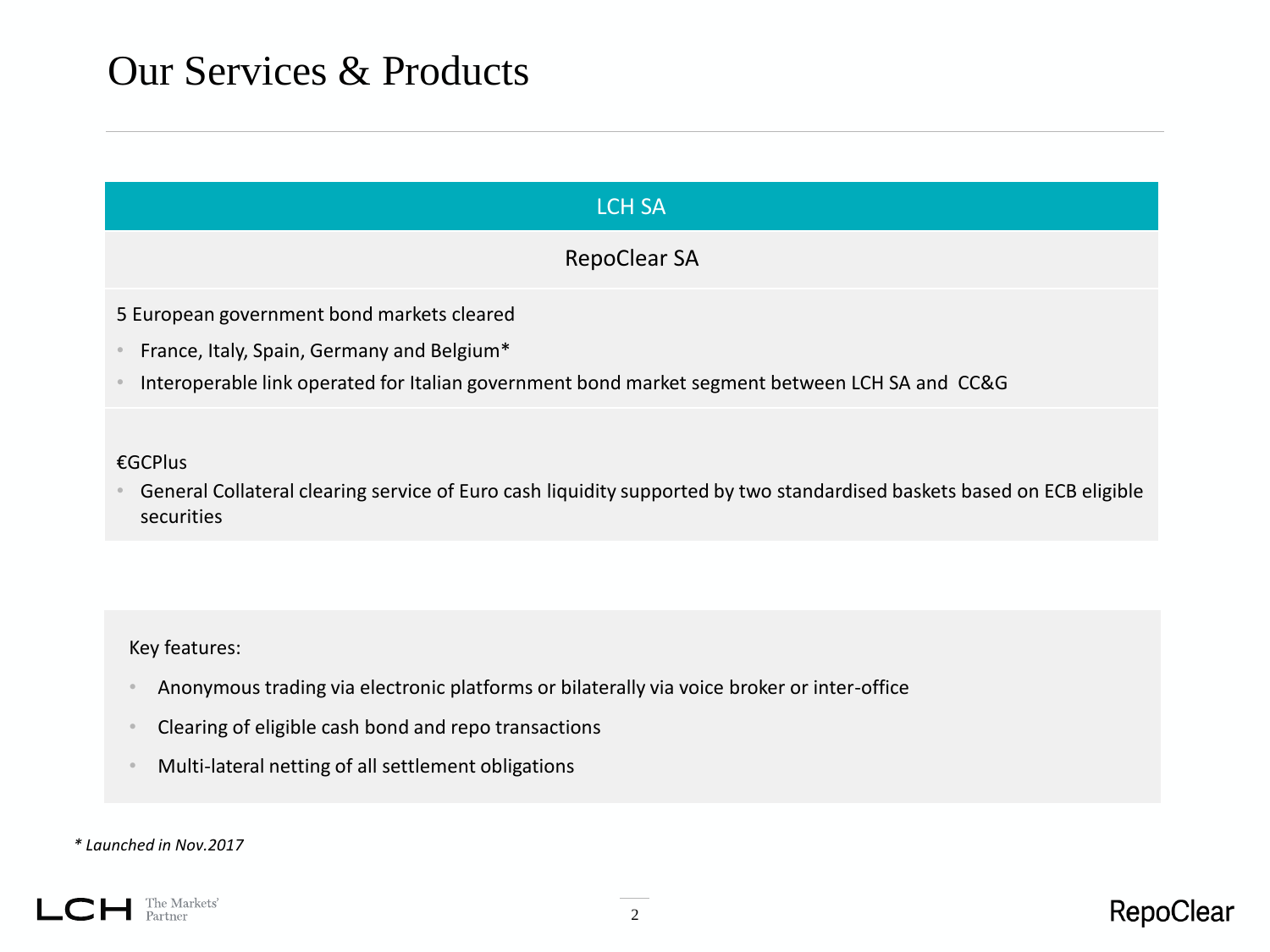# Our Services & Products

## LCH SA

### RepoClear SA

5 European government bond markets cleared

- France, Italy, Spain, Germany and Belgium*
- Interoperable link operated for Italian government bond market segment between LCH SA and CC&G

€GCPlus

- General Collateral clearing service of Euro cash liquidity supported by two standardised baskets based on ECB eligible securities

Key features:

- Anonymous trading via electronic platforms or bilaterally via voice broker or inter-office
- Clearing of eligible cash bond and repo transactions
- Multi-lateral netting of all settlement obligations

*\* Launched in Nov.2017*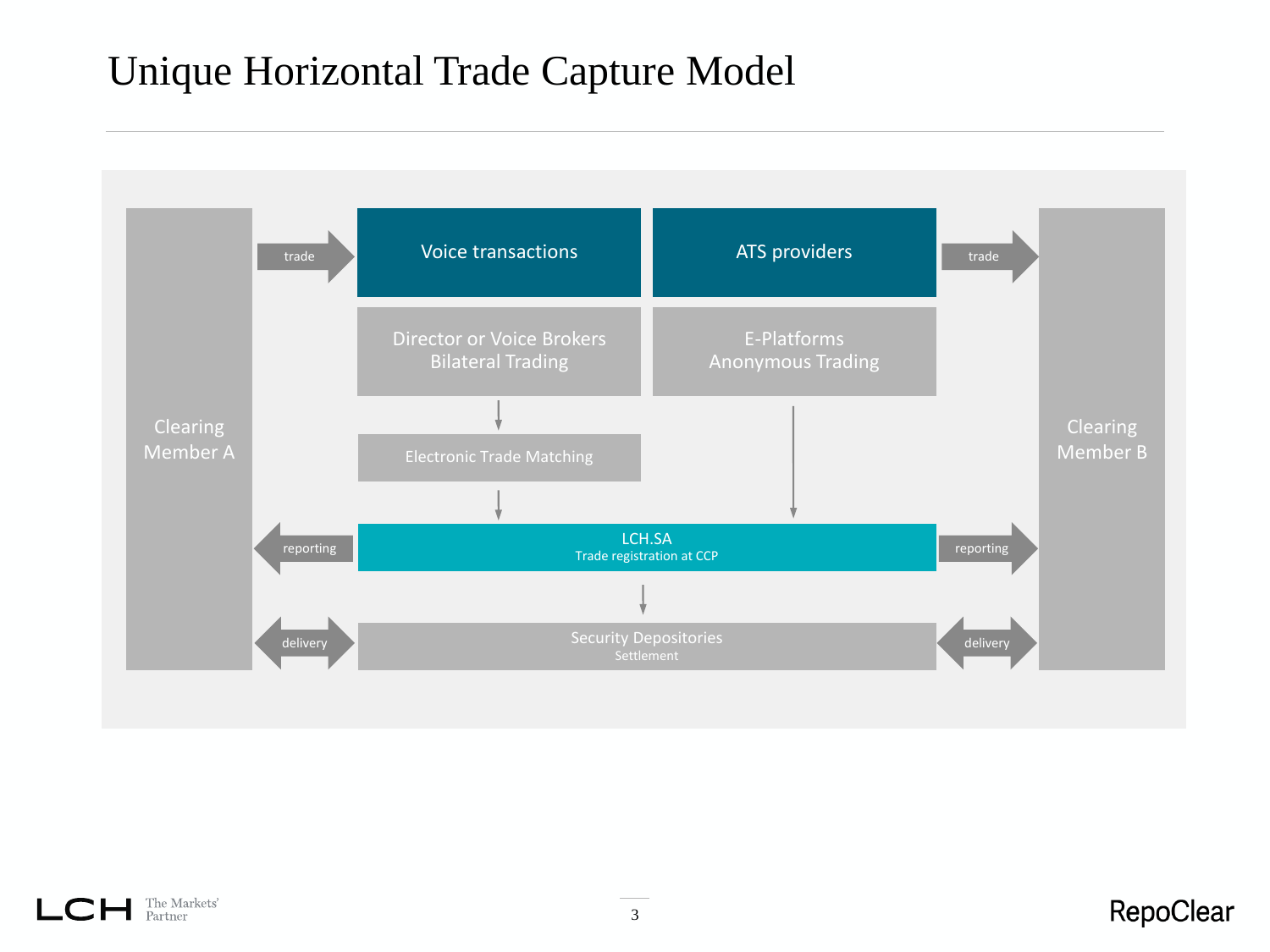# Unique Horizontal Trade Capture Model

Clearing Member A

trade

Voice transactions

ATS providers

trade

Clearing Member B

Director or Voice Brokers
Bilateral Trading

E-Platforms
Anonymous Trading

Electronic Trade Matching

reporting

LCH.SA
Trade registration at CCP

reporting

delivery

Security Depositories
Settlement

delivery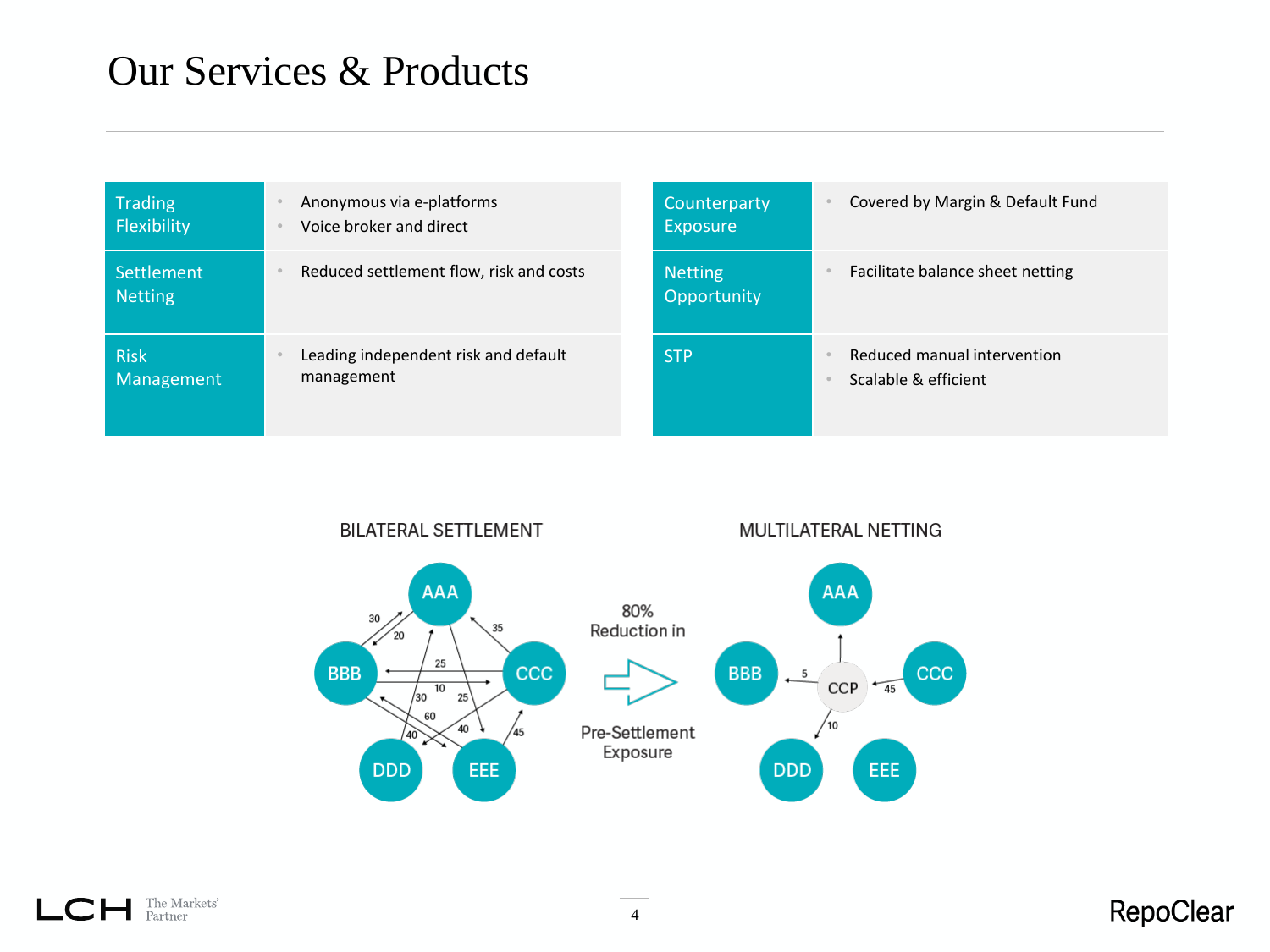# Our Services & Products

| | |
|---|---|
| Trading Flexibility | • Anonymous via e-platforms<br>• Voice broker and direct |
| Settlement Netting | • Reduced settlement flow, risk and costs |
| Risk Management | • Leading independent risk and default management |

| | |
|---|---|
| Counterparty Exposure | • Covered by Margin & Default Fund |
| Netting Opportunity | • Facilitate balance sheet netting |
| STP | • Reduced manual intervention<br>• Scalable & efficient |

BILATERAL SETTLEMENT

MULTILATERAL NETTING

80% Reduction in Pre-Settlement Exposure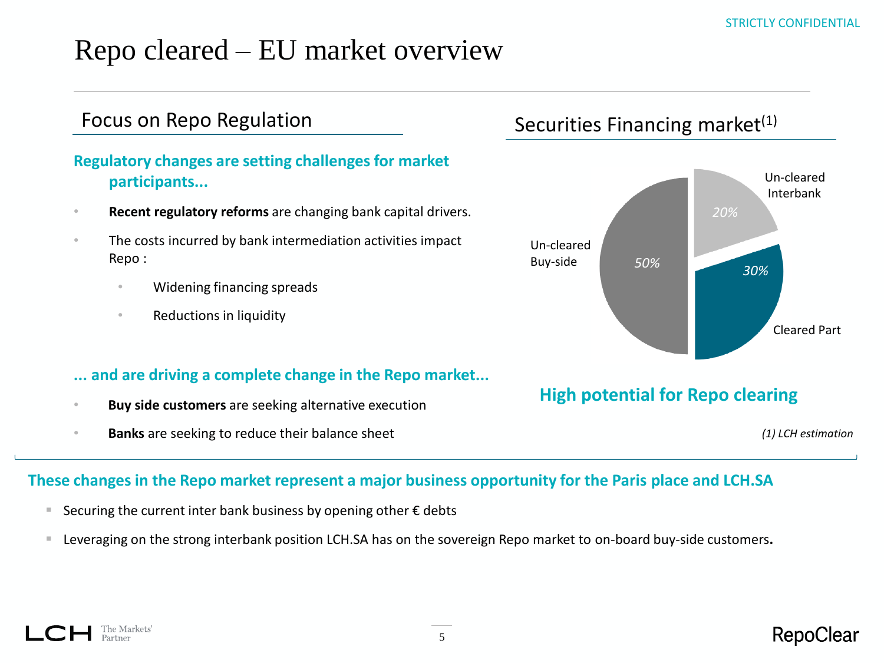STRICTLY CONFIDENTIAL

# Repo cleared – EU market overview

## Focus on Repo Regulation

**Regulatory changes are setting challenges for market participants...**

- **Recent regulatory reforms** are changing bank capital drivers.
- The costs incurred by bank intermediation activities impact Repo :
  - Widening financing spreads
  - Reductions in liquidity

**... and are driving a complete change in the Repo market...**

- **Buy side customers** are seeking alternative execution
- **Banks** are seeking to reduce their balance sheet

## Securities Financing market[1]

| Segment | Share |
| --- | --- |
| Un-cleared Interbank | 20% |
| Cleared Part | 30% |
| Un-cleared Buy-side | 50% |

**High potential for Repo clearing**

*(1) LCH estimation*

**These changes in the Repo market represent a major business opportunity for the Paris place and LCH.SA**

- Securing the current inter bank business by opening other € debts
- Leveraging on the strong interbank position LCH.SA has on the sovereign Repo market to on-board buy-side customers**.**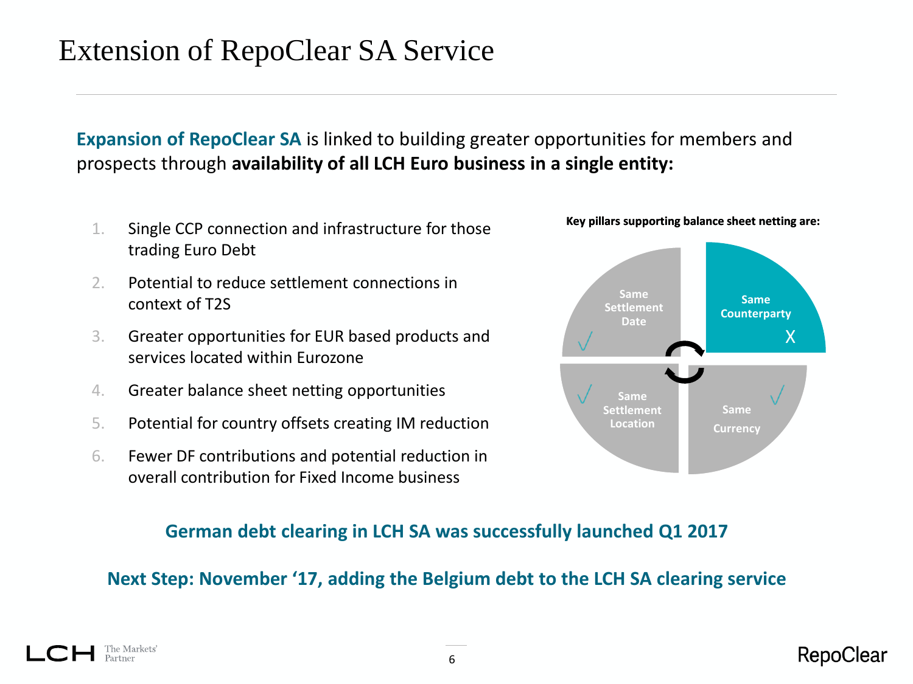# Extension of RepoClear SA Service

**Expansion of RepoClear SA** is linked to building greater opportunities for members and prospects through **availability of all LCH Euro business in a single entity:**

1. Single CCP connection and infrastructure for those trading Euro Debt
2. Potential to reduce settlement connections in context of T2S
3. Greater opportunities for EUR based products and services located within Eurozone
4. Greater balance sheet netting opportunities
5. Potential for country offsets creating IM reduction
6. Fewer DF contributions and potential reduction in overall contribution for Fixed Income business

**Key pillars supporting balance sheet netting are:**

- Same Settlement Date √
- Same Counterparty X
- Same Settlement Location √
- Same Currency √

**German debt clearing in LCH SA was successfully launched Q1 2017**

**Next Step: November '17, adding the Belgium debt to the LCH SA clearing service**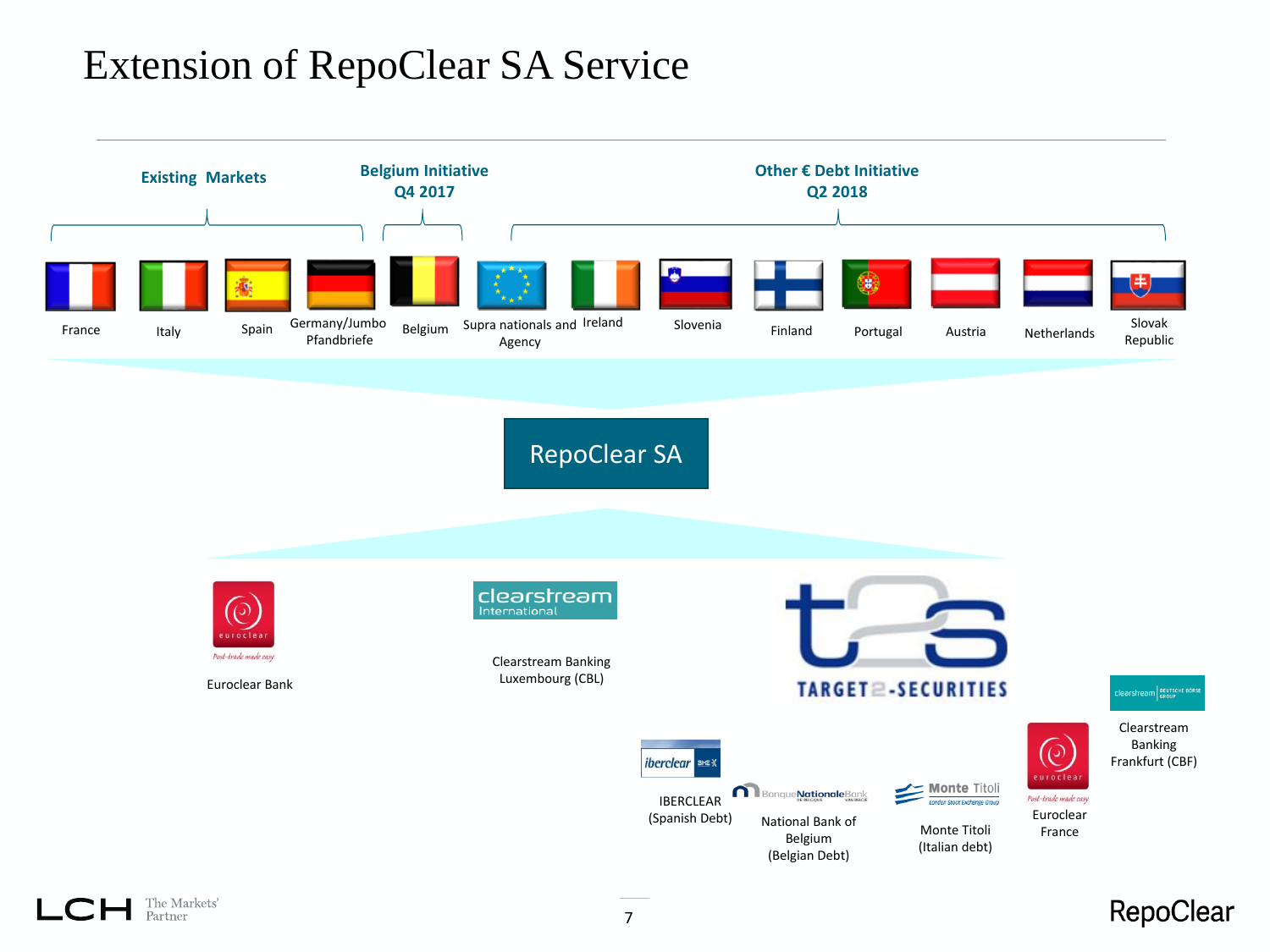# Extension of RepoClear SA Service

**Existing Markets**

- France
- Italy
- Spain
- Germany/Jumbo Pfandbriefe

**Belgium Initiative Q4 2017**

- Belgium

**Other € Debt Initiative Q2 2018**

- Supra nationals and Agency
- Ireland
- Slovenia
- Finland
- Portugal
- Austria
- Netherlands
- Slovak Republic

**RepoClear SA**

- Euroclear Bank
- Clearstream Banking Luxembourg (CBL)
- TARGET2-SECURITIES
  - IBERCLEAR (Spanish Debt)
  - National Bank of Belgium (Belgian Debt)
  - Monte Titoli (Italian debt)
  - Euroclear France
  - Clearstream Banking Frankfurt (CBF)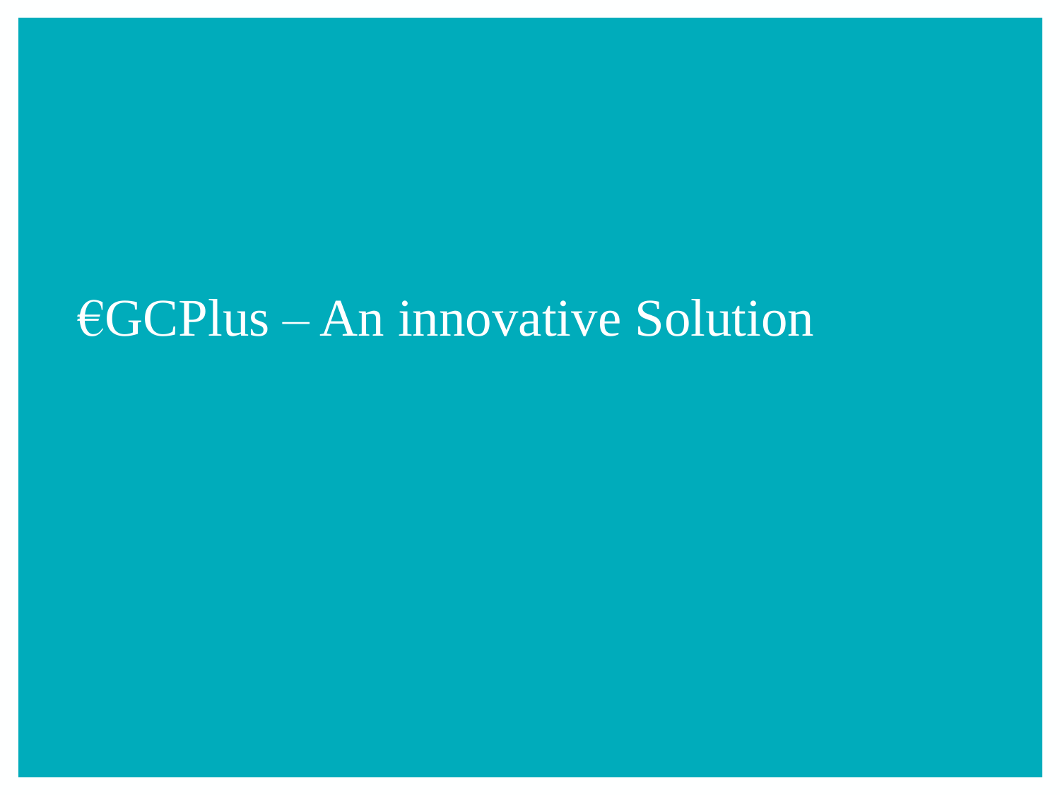# €GCPlus – An innovative Solution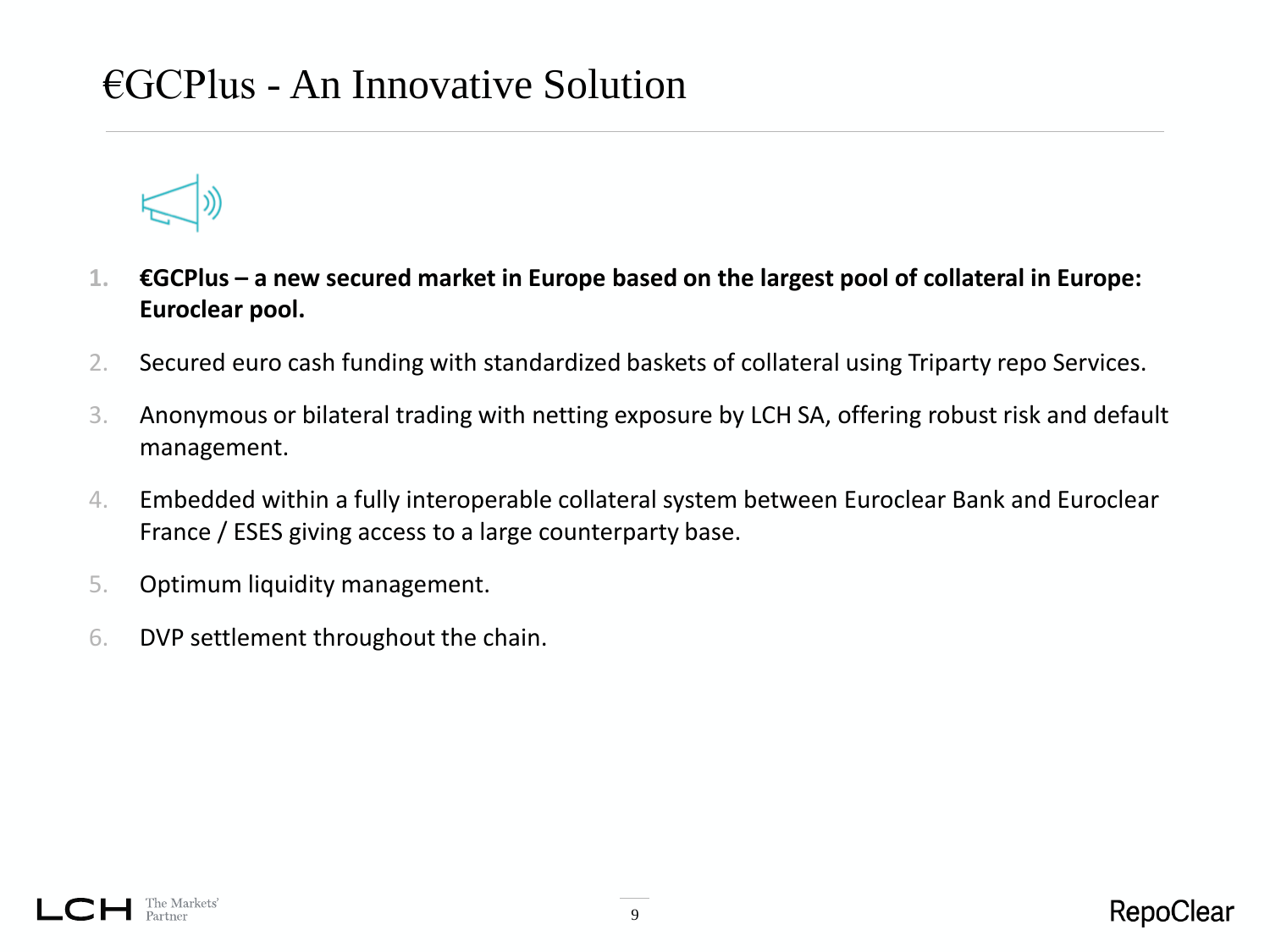# €GCPlus - An Innovative Solution

1. **€GCPlus – a new secured market in Europe based on the largest pool of collateral in Europe: Euroclear pool.**
2. Secured euro cash funding with standardized baskets of collateral using Triparty repo Services.
3. Anonymous or bilateral trading with netting exposure by LCH SA, offering robust risk and default management.
4. Embedded within a fully interoperable collateral system between Euroclear Bank and Euroclear France / ESES giving access to a large counterparty base.
5. Optimum liquidity management.
6. DVP settlement throughout the chain.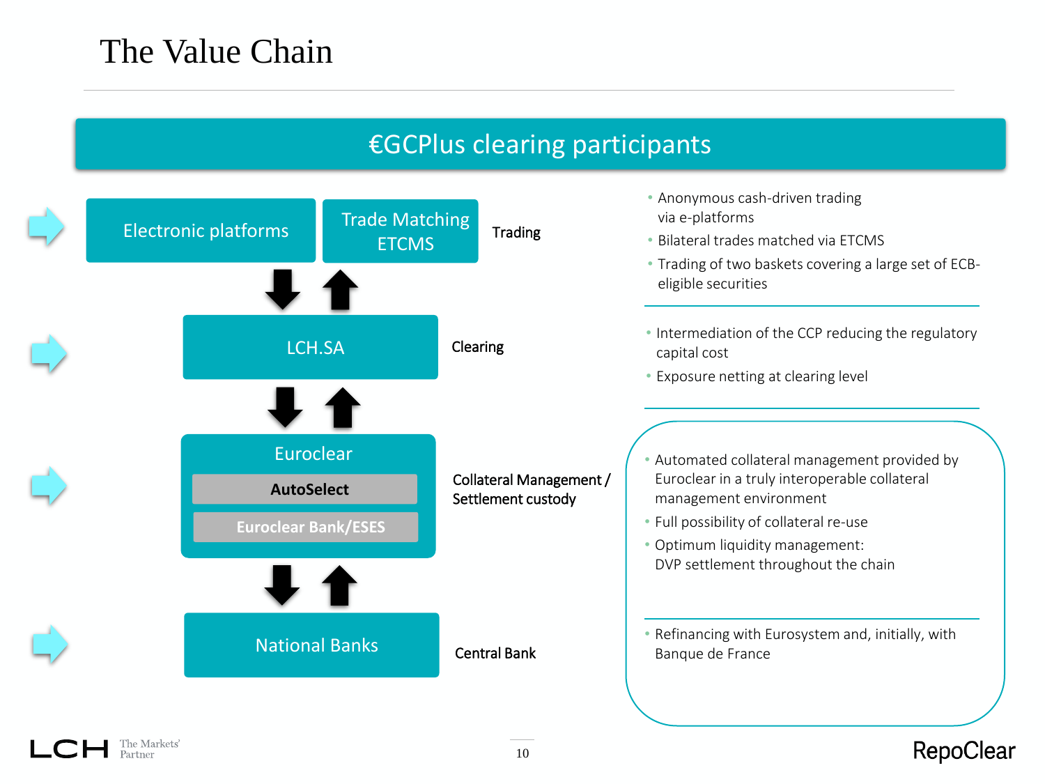# The Value Chain

## €GCPlus clearing participants

| Component | Level | Description |
|---|---|---|
| Electronic platforms; Trade Matching ETCMS | Trading | Anonymous cash-driven trading via e-platforms; Bilateral trades matched via ETCMS; Trading of two baskets covering a large set of ECB-eligible securities |
| LCH.SA | Clearing | Intermediation of the CCP reducing the regulatory capital cost; Exposure netting at clearing level |
| Euroclear (AutoSelect; Euroclear Bank/ESES) | Collateral Management / Settlement custody | Automated collateral management provided by Euroclear in a truly interoperable collateral management environment; Full possibility of collateral re-use; Optimum liquidity management: DVP settlement throughout the chain |
| National Banks | Central Bank | Refinancing with Eurosystem and, initially, with Banque de France |

**Trading**

- Electronic platforms
- Trade Matching ETCMS

↓↑

**Clearing**

- LCH.SA

↓↑

**Collateral Management / Settlement custody**

- Euroclear
  - AutoSelect
  - Euroclear Bank/ESES

↓↑

**Central Bank**

- National Banks

---

- Anonymous cash-driven trading via e-platforms
- Bilateral trades matched via ETCMS
- Trading of two baskets covering a large set of ECB-eligible securities

---

- Intermediation of the CCP reducing the regulatory capital cost
- Exposure netting at clearing level

---

- Automated collateral management provided by Euroclear in a truly interoperable collateral management environment
- Full possibility of collateral re-use
- Optimum liquidity management: DVP settlement throughout the chain

---

- Refinancing with Eurosystem and, initially, with Banque de France

LCH The Markets' Partner

RepoClear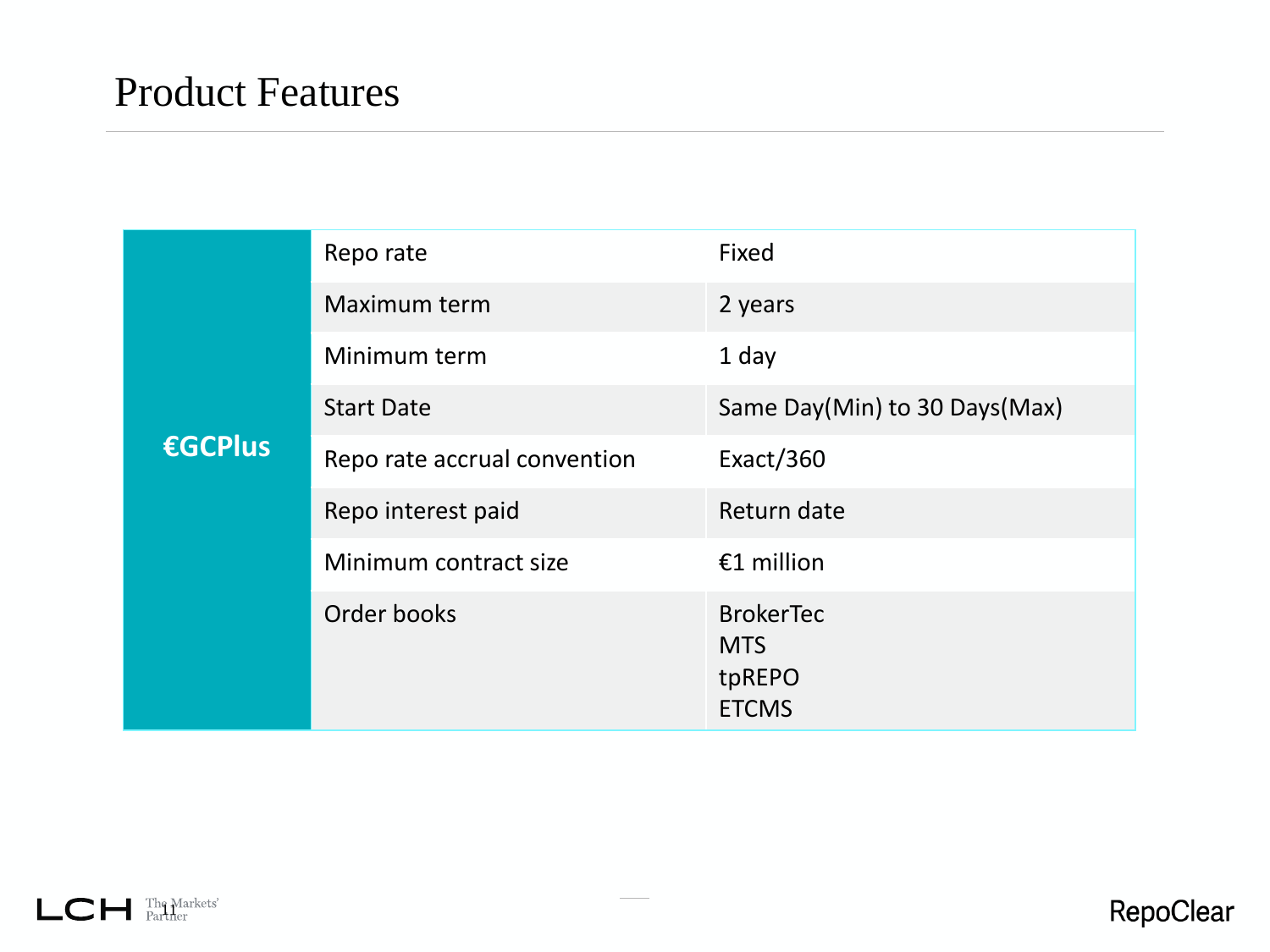# Product Features

| €GCPlus | | |
|---|---|---|
| | Repo rate | Fixed |
| | Maximum term | 2 years |
| | Minimum term | 1 day |
| | Start Date | Same Day(Min) to 30 Days(Max) |
| | Repo rate accrual convention | Exact/360 |
| | Repo interest paid | Return date |
| | Minimum contract size | €1 million |
| | Order books | BrokerTec<br>MTS<br>tpREPO<br>ETCMS |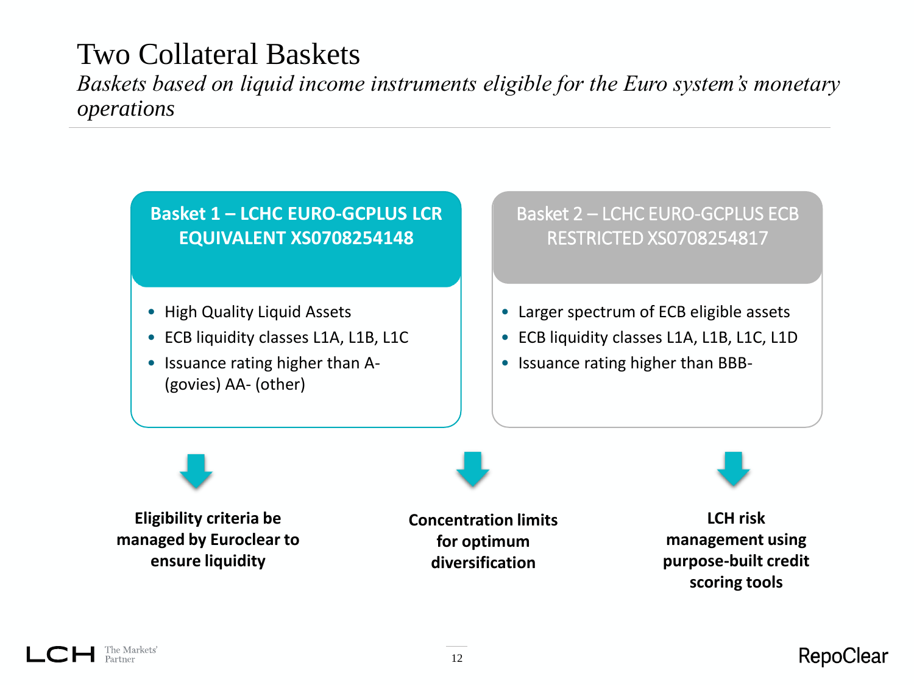# Two Collateral Baskets

*Baskets based on liquid income instruments eligible for the Euro system's monetary operations*

## Basket 1 – LCHC EURO-GCPLUS LCR EQUIVALENT XS0708254148

- High Quality Liquid Assets
- ECB liquidity classes L1A, L1B, L1C
- Issuance rating higher than A- (govies) AA- (other)

## Basket 2 – LCHC EURO-GCPLUS ECB RESTRICTED XS0708254817

- Larger spectrum of ECB eligible assets
- ECB liquidity classes L1A, L1B, L1C, L1D
- Issuance rating higher than BBB-

**Eligibility criteria be managed by Euroclear to ensure liquidity**

**Concentration limits for optimum diversification**

**LCH risk management using purpose-built credit scoring tools**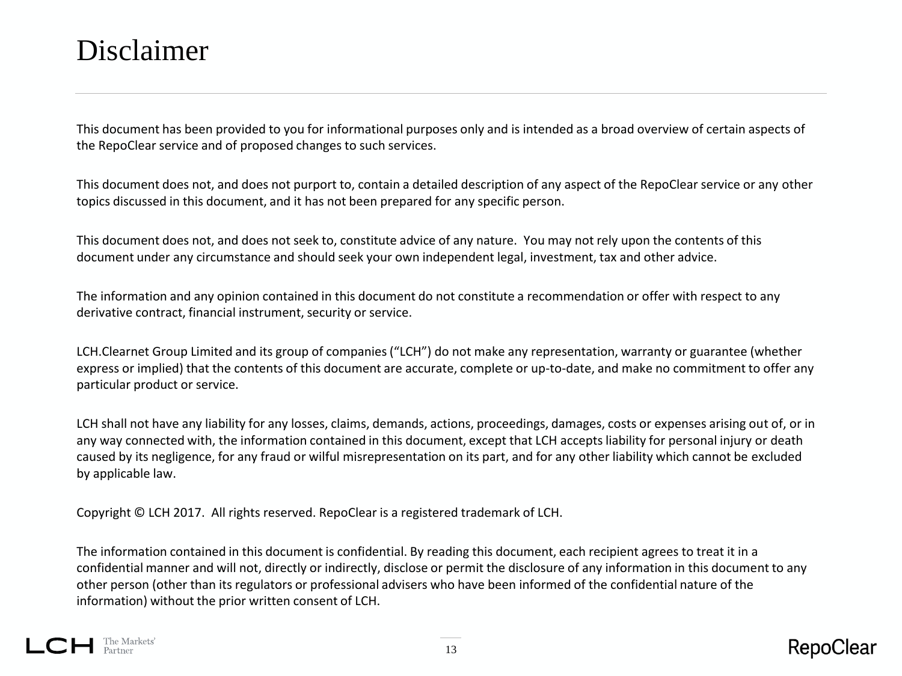# Disclaimer

This document has been provided to you for informational purposes only and is intended as a broad overview of certain aspects of the RepoClear service and of proposed changes to such services.

This document does not, and does not purport to, contain a detailed description of any aspect of the RepoClear service or any other topics discussed in this document, and it has not been prepared for any specific person.

This document does not, and does not seek to, constitute advice of any nature. You may not rely upon the contents of this document under any circumstance and should seek your own independent legal, investment, tax and other advice.

The information and any opinion contained in this document do not constitute a recommendation or offer with respect to any derivative contract, financial instrument, security or service.

LCH.Clearnet Group Limited and its group of companies (“LCH”) do not make any representation, warranty or guarantee (whether express or implied) that the contents of this document are accurate, complete or up-to-date, and make no commitment to offer any particular product or service.

LCH shall not have any liability for any losses, claims, demands, actions, proceedings, damages, costs or expenses arising out of, or in any way connected with, the information contained in this document, except that LCH accepts liability for personal injury or death caused by its negligence, for any fraud or wilful misrepresentation on its part, and for any other liability which cannot be excluded by applicable law.

Copyright © LCH 2017. All rights reserved. RepoClear is a registered trademark of LCH.

The information contained in this document is confidential. By reading this document, each recipient agrees to treat it in a confidential manner and will not, directly or indirectly, disclose or permit the disclosure of any information in this document to any other person (other than its regulators or professional advisers who have been informed of the confidential nature of the information) without the prior written consent of LCH.